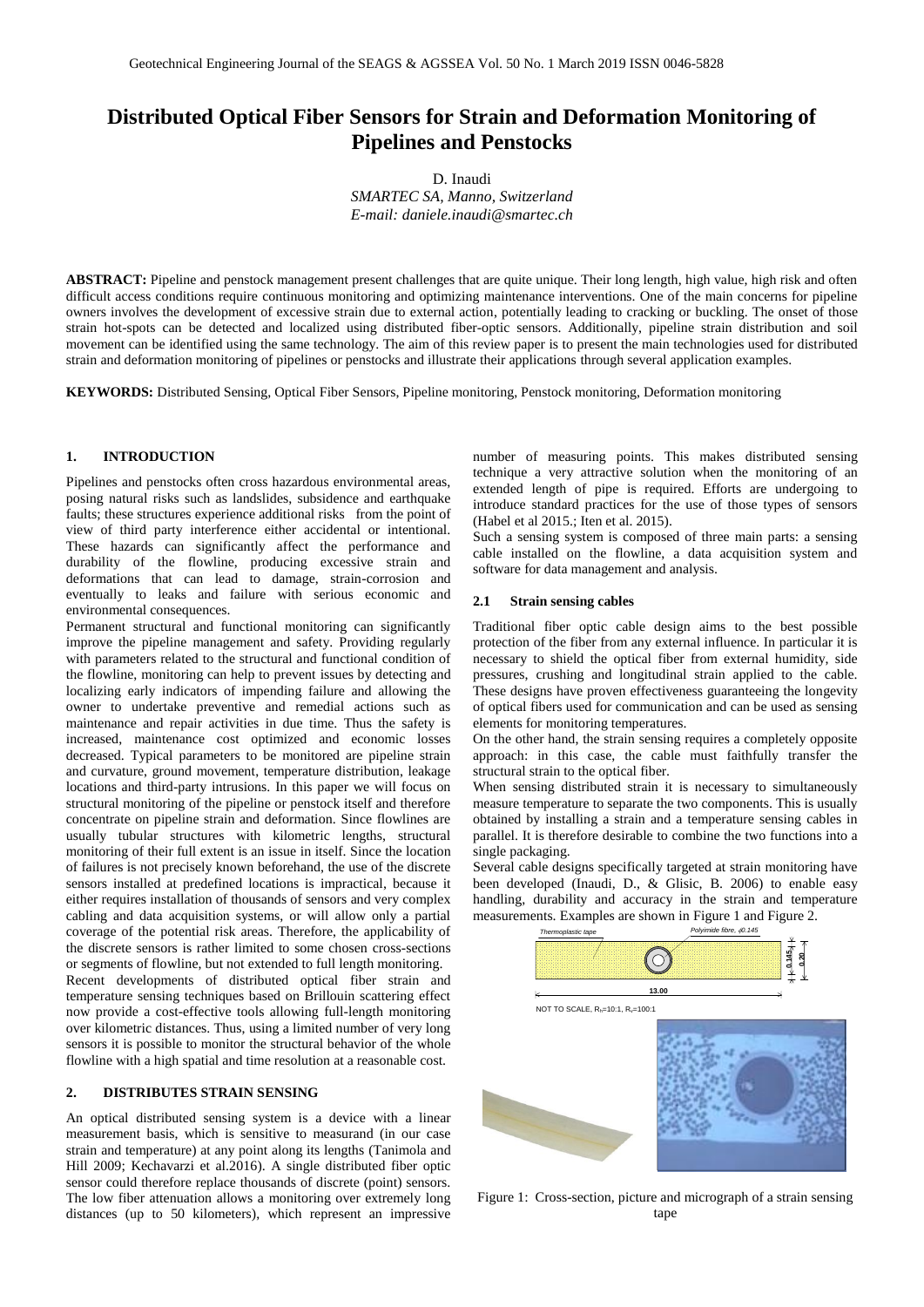# Distributed Optical Fiber Sensors for Strain and Deformation Monitoring of Pipelines and Penstocks

D. Inaudi

*SMARTEC SA, Manno, Switzerland*

*E-mail: daniele.inaudi@smartec.ch*

**ABSTRACT:** Pipeline and penstock management present challenges that are quite unique. Their long length, high value, high risk and often difficult access conditions require continuous monitoring and optimizing maintenance interventions. One of the main concerns for pipeline owners involves the development of excessive strain due to external action, potentially leading to cracking or buckling. The onset of those strain hot-spots can be detected and localized using distributed fiber-optic sensors. Additionally, pipeline strain distribution and soil movement can be identified using the same technology. The aim of this review paper is to present the main technologies used for distributed strain and deformation monitoring of pipelines or penstocks and illustrate their applications through several application examples.

**KEYWORDS:** Distributed Sensing, Optical Fiber Sensors, Pipeline monitoring, Penstock monitoring, Deformation monitoring

## 1. INTRODUCTION

Pipelines and penstocks often cross hazardous environmental areas, posing natural risks such as landslides, subsidence and earthquake faults; these structures experience additional risks from the point of view of third party interference either accidental or intentional. These hazards can significantly affect the performance and durability of the flowline, producing excessive strain and deformations that can lead to damage, strain-corrosion and eventually to leaks and failure with serious economic and environmental consequences.

Permanent structural and functional monitoring can significantly improve the pipeline management and safety. Providing regularly with parameters related to the structural and functional condition of the flowline, monitoring can help to prevent issues by detecting and localizing early indicators of impending failure and allowing the owner to undertake preventive and remedial actions such as maintenance and repair activities in due time. Thus the safety is increased, maintenance cost optimized and economic losses decreased. Typical parameters to be monitored are pipeline strain and curvature, ground movement, temperature distribution, leakage locations and third-party intrusions. In this paper we will focus on structural monitoring of the pipeline or penstock itself and therefore concentrate on pipeline strain and deformation. Since flowlines are usually tubular structures with kilometric lengths, structural monitoring of their full extent is an issue in itself. Since the location of failures is not precisely known beforehand, the use of the discrete sensors installed at predefined locations is impractical, because it either requires installation of thousands of sensors and very complex cabling and data acquisition systems, or will allow only a partial coverage of the potential risk areas. Therefore, the applicability of the discrete sensors is rather limited to some chosen cross-sections or segments of flowline, but not extended to full length monitoring.

Recent developments of distributed optical fiber strain and temperature sensing techniques based on Brillouin scattering effect now provide a cost-effective tools allowing full-length monitoring over kilometric distances. Thus, using a limited number of very long sensors it is possible to monitor the structural behavior of the whole flowline with a high spatial and time resolution at a reasonable cost.

## 2. DISTRIBUTES STRAIN SENSING

An optical distributed sensing system is a device with a linear measurement basis, which is sensitive to measurand (in our case strain and temperature) at any point along its lengths (Tanimola and Hill 2009; Kechavarzi et al.2016). A single distributed fiber optic sensor could therefore replace thousands of discrete (point) sensors. The low fiber attenuation allows a monitoring over extremely long distances (up to 50 kilometers), which represent an impressive number of measuring points. This makes distributed sensing technique a very attractive solution when the monitoring of an extended length of pipe is required. Efforts are undergoing to introduce standard practices for the use of those types of sensors (Habel et al 2015.; Iten et al. 2015).

Such a sensing system is composed of three main parts: a sensing cable installed on the flowline, a data acquisition system and software for data management and analysis.

### 2.1 Strain sensing cables

Traditional fiber optic cable design aims to the best possible protection of the fiber from any external influence. In particular it is necessary to shield the optical fiber from external humidity, side pressures, crushing and longitudinal strain applied to the cable. These designs have proven effectiveness guaranteeing the longevity of optical fibers used for communication and can be used as sensing elements for monitoring temperatures.

On the other hand, the strain sensing requires a completely opposite approach: in this case, the cable must faithfully transfer the structural strain to the optical fiber.

When sensing distributed strain it is necessary to simultaneously measure temperature to separate the two components. This is usually obtained by installing a strain and a temperature sensing cables in parallel. It is therefore desirable to combine the two functions into a single packaging.

Several cable designs specifically targeted at strain monitoring have been developed (Inaudi, D., & Glisic, B. 2006) to enable easy handling, durability and accuracy in the strain and temperature measurements. Examples are shown in Figure 1 and Figure 2.

Figure 1: Cross-section, picture and micrograph of a strain sensing tape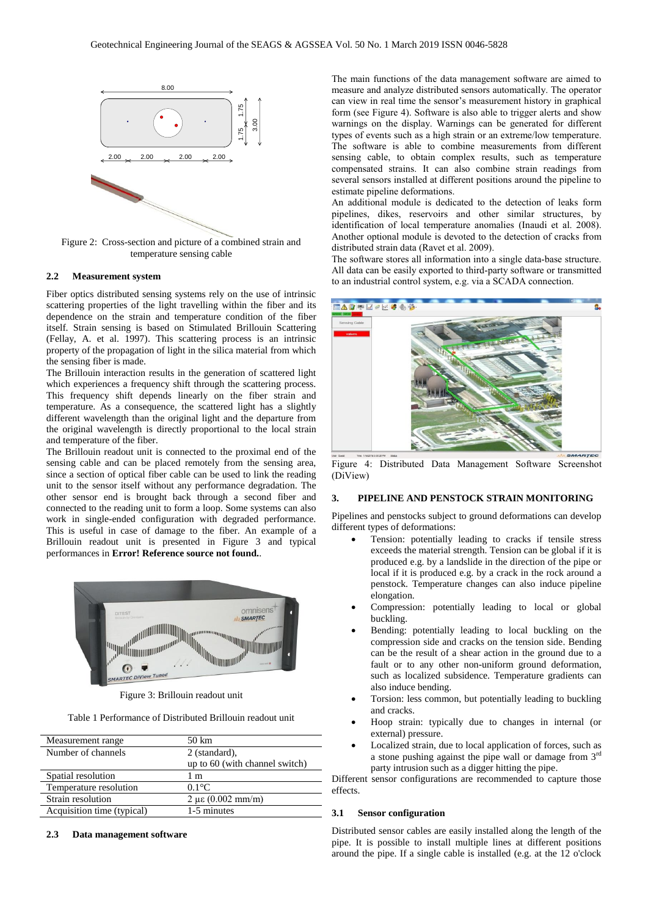Figure 2: Cross-section and picture of a combined strain and temperature sensing cable

### 2.2 Measurement system

Fiber optics distributed sensing systems rely on the use of intrinsic scattering properties of the light travelling within the fiber and its dependence on the strain and temperature condition of the fiber itself. Strain sensing is based on Stimulated Brillouin Scattering (Fellay, A. et al. 1997). This scattering process is an intrinsic property of the propagation of light in the silica material from which the sensing fiber is made.

The Brillouin interaction results in the generation of scattered light which experiences a frequency shift through the scattering process. This frequency shift depends linearly on the fiber strain and temperature. As a consequence, the scattered light has a slightly different wavelength than the original light and the departure from the original wavelength is directly proportional to the local strain and temperature of the fiber.

The Brillouin readout unit is connected to the proximal end of the sensing cable and can be placed remotely from the sensing area, since a section of optical fiber cable can be used to link the reading unit to the sensor itself without any performance degradation. The other sensor end is brought back through a second fiber and connected to the reading unit to form a loop. Some systems can also work in single-ended configuration with degraded performance. This is useful in case of damage to the fiber. An example of a Brillouin readout unit is presented in Figure 3 and typical performances in **Error! Reference source not found.**.

Figure 3: Brillouin readout unit

Table 1 Performance of Distributed Brillouin readout unit

| | |
|---|---|
| Measurement range | 50 km |
| Number of channels | 2 (standard), up to 60 (with channel switch) |
| Spatial resolution | 1 m |
| Temperature resolution | 0.1°C |
| Strain resolution | 2 με (0.002 mm/m) |
| Acquisition time (typical) | 1-5 minutes |

### 2.3 Data management software

The main functions of the data management software are aimed to measure and analyze distributed sensors automatically. The operator can view in real time the sensor's measurement history in graphical form (see Figure 4). Software is also able to trigger alerts and show warnings on the display. Warnings can be generated for different types of events such as a high strain or an extreme/low temperature. The software is able to combine measurements from different sensing cable, to obtain complex results, such as temperature compensated strains. It can also combine strain readings from several sensors installed at different positions around the pipeline to estimate pipeline deformations.

An additional module is dedicated to the detection of leaks form pipelines, dikes, reservoirs and other similar structures, by identification of local temperature anomalies (Inaudi et al. 2008). Another optional module is devoted to the detection of cracks from distributed strain data (Ravet et al. 2009).

The software stores all information into a single data-base structure. All data can be easily exported to third-party software or transmitted to an industrial control system, e.g. via a SCADA connection.

Figure 4: Distributed Data Management Software Screenshot (DiView)

## 3. PIPELINE AND PENSTOCK STRAIN MONITORING

Pipelines and penstocks subject to ground deformations can develop different types of deformations:

- Tension: potentially leading to cracks if tensile stress exceeds the material strength. Tension can be global if it is produced e.g. by a landslide in the direction of the pipe or local if it is produced e.g. by a crack in the rock around a penstock. Temperature changes can also induce pipeline elongation.
- Compression: potentially leading to local or global buckling.
- Bending: potentially leading to local buckling on the compression side and cracks on the tension side. Bending can be the result of a shear action in the ground due to a fault or to any other non-uniform ground deformation, such as localized subsidence. Temperature gradients can also induce bending.
- Torsion: less common, but potentially leading to buckling and cracks.
- Hoop strain: typically due to changes in internal (or external) pressure.
- Localized strain, due to local application of forces, such as a stone pushing against the pipe wall or damage from 3rd party intrusion such as a digger hitting the pipe.

Different sensor configurations are recommended to capture those effects.

### 3.1 Sensor configuration

Distributed sensor cables are easily installed along the length of the pipe. It is possible to install multiple lines at different positions around the pipe. If a single cable is installed (e.g. at the 12 o'clock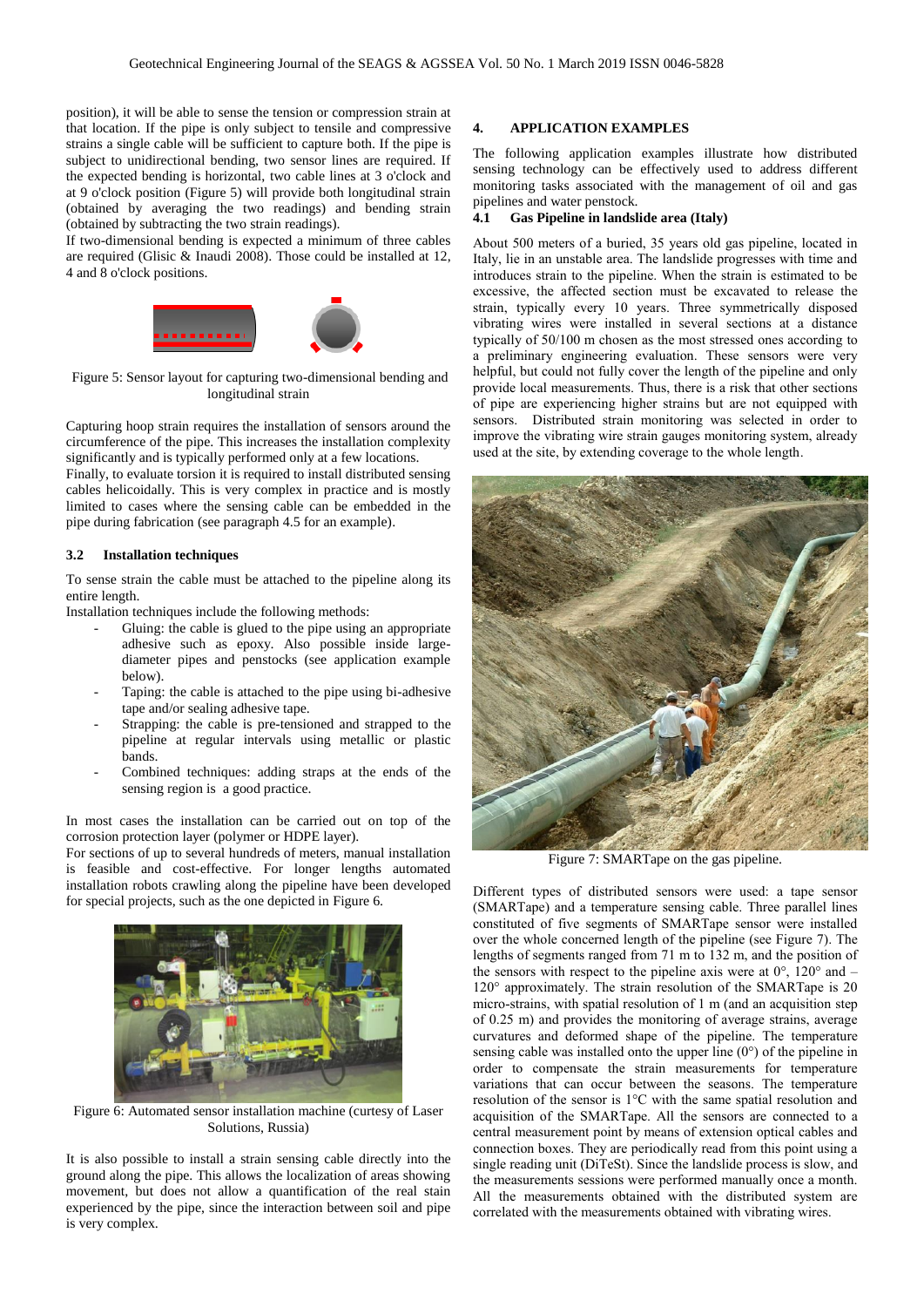position), it will be able to sense the tension or compression strain at that location. If the pipe is only subject to tensile and compressive strains a single cable will be sufficient to capture both. If the pipe is subject to unidirectional bending, two sensor lines are required. If the expected bending is horizontal, two cable lines at 3 o'clock and at 9 o'clock position (Figure 5) will provide both longitudinal strain (obtained by averaging the two readings) and bending strain (obtained by subtracting the two strain readings).

If two-dimensional bending is expected a minimum of three cables are required (Glisic & Inaudi 2008). Those could be installed at 12, 4 and 8 o'clock positions.

Figure 5: Sensor layout for capturing two-dimensional bending and longitudinal strain

Capturing hoop strain requires the installation of sensors around the circumference of the pipe. This increases the installation complexity significantly and is typically performed only at a few locations.

Finally, to evaluate torsion it is required to install distributed sensing cables helicoidally. This is very complex in practice and is mostly limited to cases where the sensing cable can be embedded in the pipe during fabrication (see paragraph 4.5 for an example).

### 3.2 Installation techniques

To sense strain the cable must be attached to the pipeline along its entire length.

Installation techniques include the following methods:

- Gluing: the cable is glued to the pipe using an appropriate adhesive such as epoxy. Also possible inside large-diameter pipes and penstocks (see application example below).
- Taping: the cable is attached to the pipe using bi-adhesive tape and/or sealing adhesive tape.
- Strapping: the cable is pre-tensioned and strapped to the pipeline at regular intervals using metallic or plastic bands.
- Combined techniques: adding straps at the ends of the sensing region is a good practice.

In most cases the installation can be carried out on top of the corrosion protection layer (polymer or HDPE layer).

For sections of up to several hundreds of meters, manual installation is feasible and cost-effective. For longer lengths automated installation robots crawling along the pipeline have been developed for special projects, such as the one depicted in Figure 6.

Figure 6: Automated sensor installation machine (curtesy of Laser Solutions, Russia)

It is also possible to install a strain sensing cable directly into the ground along the pipe. This allows the localization of areas showing movement, but does not allow a quantification of the real strain experienced by the pipe, since the interaction between soil and pipe is very complex.

## 4. APPLICATION EXAMPLES

The following application examples illustrate how distributed sensing technology can be effectively used to address different monitoring tasks associated with the management of oil and gas pipelines and water penstock.

### 4.1 Gas Pipeline in landslide area (Italy)

About 500 meters of a buried, 35 years old gas pipeline, located in Italy, lie in an unstable area. The landslide progresses with time and introduces strain to the pipeline. When the strain is estimated to be excessive, the affected section must be excavated to release the strain, typically every 10 years. Three symmetrically disposed vibrating wires were installed in several sections at a distance typically of 50/100 m chosen as the most stressed ones according to a preliminary engineering evaluation. These sensors were very helpful, but could not fully cover the length of the pipeline and only provide local measurements. Thus, there is a risk that other sections of pipe are experiencing higher strains but are not equipped with sensors. Distributed strain monitoring was selected in order to improve the vibrating wire strain gauges monitoring system, already used at the site, by extending coverage to the whole length.

Figure 7: SMARTape on the gas pipeline.

Different types of distributed sensors were used: a tape sensor (SMARTape) and a temperature sensing cable. Three parallel lines constituted of five segments of SMARTape sensor were installed over the whole concerned length of the pipeline (see Figure 7). The lengths of segments ranged from 71 m to 132 m, and the position of the sensors with respect to the pipeline axis were at 0°, 120° and –120° approximately. The strain resolution of the SMARTape is 20 micro-strains, with spatial resolution of 1 m (and an acquisition step of 0.25 m) and provides the monitoring of average strains, average curvatures and deformed shape of the pipeline. The temperature sensing cable was installed onto the upper line (0°) of the pipeline in order to compensate the strain measurements for temperature variations that can occur between the seasons. The temperature resolution of the sensor is 1°C with the same spatial resolution and acquisition of the SMARTape. All the sensors are connected to a central measurement point by means of extension optical cables and connection boxes. They are periodically read from this point using a single reading unit (DiTeSt). Since the landslide process is slow, and the measurements sessions were performed manually once a month. All the measurements obtained with the distributed system are correlated with the measurements obtained with vibrating wires.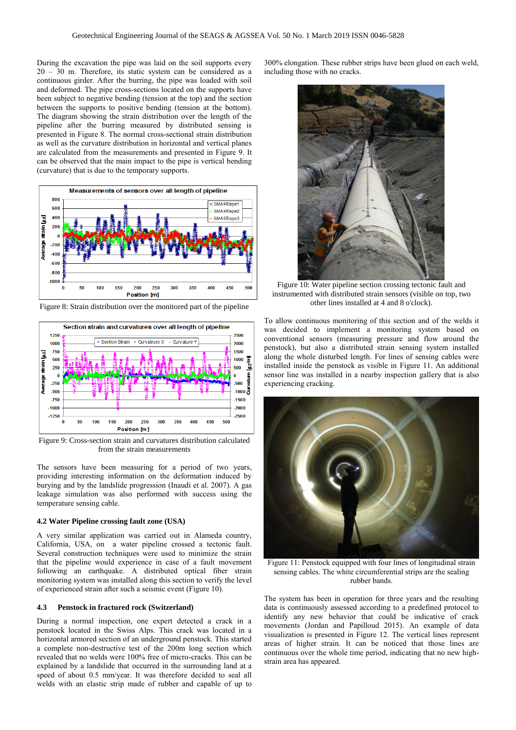During the excavation the pipe was laid on the soil supports every 20 – 30 m. Therefore, its static system can be considered as a continuous girder. After the burring, the pipe was loaded with soil and deformed. The pipe cross-sections located on the supports have been subject to negative bending (tension at the top) and the section between the supports to positive bending (tension at the bottom). The diagram showing the strain distribution over the length of the pipeline after the burring measured by distributed sensing is presented in Figure 8. The normal cross-sectional strain distribution as well as the curvature distribution in horizontal and vertical planes are calculated from the measurements and presented in Figure 9. It can be observed that the main impact to the pipe is vertical bending (curvature) that is due to the temporary supports.

Figure 8: Strain distribution over the monitored part of the pipeline

Figure 9: Cross-section strain and curvatures distribution calculated from the strain measurements

The sensors have been measuring for a period of two years, providing interesting information on the deformation induced by burying and by the landslide progression (Inaudi et al. 2007). A gas leakage simulation was also performed with success using the temperature sensing cable.

### 4.2 Water Pipeline crossing fault zone (USA)

A very similar application was carried out in Alameda country, California, USA, on a water pipeline crossed a tectonic fault. Several construction techniques were used to minimize the strain that the pipeline would experience in case of a fault movement following an earthquake. A distributed optical fiber strain monitoring system was installed along this section to verify the level of experienced strain after such a seismic event (Figure 10).

### 4.3 Penstock in fractured rock (Switzerland)

During a normal inspection, one expert detected a crack in a penstock located in the Swiss Alps. This crack was located in a horizontal armored section of an underground penstock. This started a complete non-destructive test of the 200m long section which revealed that no welds were 100% free of micro-cracks. This can be explained by a landslide that occurred in the surrounding land at a speed of about 0.5 mm/year. It was therefore decided to seal all welds with an elastic strip made of rubber and capable of up to 300% elongation. These rubber strips have been glued on each weld, including those with no cracks.

Figure 10: Water pipeline section crossing tectonic fault and instrumented with distributed strain sensors (visible on top, two other lines installed at 4 and 8 o'clock).

To allow continuous monitoring of this section and of the welds it was decided to implement a monitoring system based on conventional sensors (measuring pressure and flow around the penstock), but also a distributed strain sensing system installed along the whole disturbed length. For lines of sensing cables were installed inside the penstock as visible in Figure 11. An additional sensor line was installed in a nearby inspection gallery that is also experiencing cracking.

Figure 11: Penstock equipped with four lines of longitudinal strain sensing cables. The white circumferential strips are the sealing rubber bands.

The system has been in operation for three years and the resulting data is continuously assessed according to a predefined protocol to identify any new behavior that could be indicative of crack movements (Jordan and Papilloud 2015). An example of data visualization is presented in Figure 12. The vertical lines represent areas of higher strain. It can be noticed that those lines are continuous over the whole time period, indicating that no new high-strain area has appeared.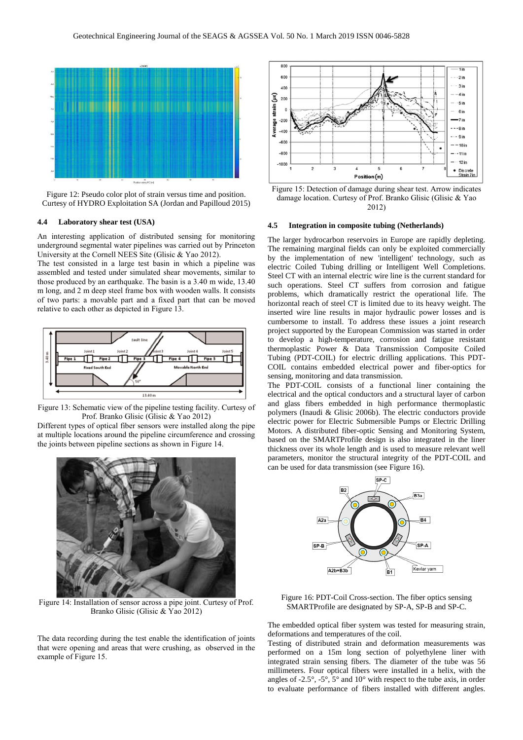Figure 12: Pseudo color plot of strain versus time and position. Curtesy of HYDRO Exploitation SA (Jordan and Papilloud 2015)

### 4.4 Laboratory shear test (USA)

An interesting application of distributed sensing for monitoring underground segmental water pipelines was carried out by Princeton University at the Cornell NEES Site (Glisic & Yao 2012).

The test consisted in a large test basin in which a pipeline was assembled and tested under simulated shear movements, similar to those produced by an earthquake. The basin is a 3.40 m wide, 13.40 m long, and 2 m deep steel frame box with wooden walls. It consists of two parts: a movable part and a fixed part that can be moved relative to each other as depicted in Figure 13.

Figure 13: Schematic view of the pipeline testing facility. Curtesy of Prof. Branko Glisic (Glisic & Yao 2012)

Different types of optical fiber sensors were installed along the pipe at multiple locations around the pipeline circumference and crossing the joints between pipeline sections as shown in Figure 14.

Figure 14: Installation of sensor across a pipe joint. Curtesy of Prof. Branko Glisic (Glisic & Yao 2012)

The data recording during the test enable the identification of joints that were opening and areas that were crushing, as observed in the example of Figure 15.

Figure 15: Detection of damage during shear test. Arrow indicates damage location. Curtesy of Prof. Branko Glisic (Glisic & Yao 2012)

### 4.5 Integration in composite tubing (Netherlands)

The larger hydrocarbon reservoirs in Europe are rapidly depleting. The remaining marginal fields can only be exploited commercially by the implementation of new 'intelligent' technology, such as electric Coiled Tubing drilling or Intelligent Well Completions. Steel CT with an internal electric wire line is the current standard for such operations. Steel CT suffers from corrosion and fatigue problems, which dramatically restrict the operational life. The horizontal reach of steel CT is limited due to its heavy weight. The inserted wire line results in major hydraulic power losses and is cumbersome to install. To address these issues a joint research project supported by the European Commission was started in order to develop a high-temperature, corrosion and fatigue resistant thermoplastic Power & Data Transmission Composite Coiled Tubing (PDT-COIL) for electric drilling applications. This PDT-COIL contains embedded electrical power and fiber-optics for sensing, monitoring and data transmission.

The PDT-COIL consists of a functional liner containing the electrical and the optical conductors and a structural layer of carbon and glass fibers embedded in high performance thermoplastic polymers (Inaudi & Glisic 2006b). The electric conductors provide electric power for Electric Submersible Pumps or Electric Drilling Motors. A distributed fiber-optic Sensing and Monitoring System, based on the SMARTProfile design is also integrated in the liner thickness over its whole length and is used to measure relevant well parameters, monitor the structural integrity of the PDT-COIL and can be used for data transmission (see Figure 16).

Figure 16: PDT-Coil Cross-section. The fiber optics sensing SMARTProfile are designated by SP-A, SP-B and SP-C.

The embedded optical fiber system was tested for measuring strain, deformations and temperatures of the coil.

Testing of distributed strain and deformation measurements was performed on a 15m long section of polyethylene liner with integrated strain sensing fibers. The diameter of the tube was 56 millimeters. Four optical fibers were installed in a helix, with the angles of -2.5°, -5°, 5° and 10° with respect to the tube axis, in order to evaluate performance of fibers installed with different angles.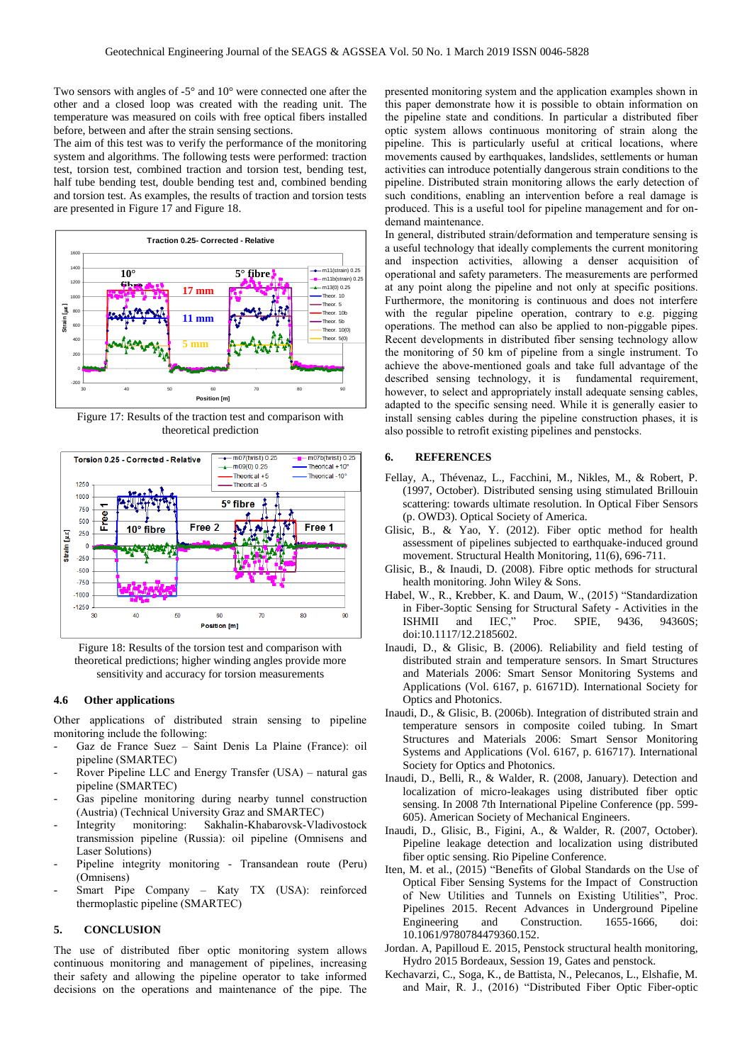Two sensors with angles of -5° and 10° were connected one after the other and a closed loop was created with the reading unit. The temperature was measured on coils with free optical fibers installed before, between and after the strain sensing sections.

The aim of this test was to verify the performance of the monitoring system and algorithms. The following tests were performed: traction test, torsion test, combined traction and torsion test, bending test, half tube bending test, double bending test and, combined bending and torsion test. As examples, the results of traction and torsion tests are presented in Figure 17 and Figure 18.

Figure 17: Results of the traction test and comparison with theoretical prediction

Figure 18: Results of the torsion test and comparison with theoretical predictions; higher winding angles provide more sensitivity and accuracy for torsion measurements

### 4.6 Other applications

Other applications of distributed strain sensing to pipeline monitoring include the following:

- Gaz de France Suez – Saint Denis La Plaine (France): oil pipeline (SMARTEC)
- Rover Pipeline LLC and Energy Transfer (USA) – natural gas pipeline (SMARTEC)
- Gas pipeline monitoring during nearby tunnel construction (Austria) (Technical University Graz and SMARTEC)
- Integrity monitoring: Sakhalin-Khabarovsk-Vladivostock transmission pipeline (Russia): oil pipeline (Omnisens and Laser Solutions)
- Pipeline integrity monitoring - Transandean route (Peru) (Omnisens)
- Smart Pipe Company – Katy TX (USA): reinforced thermoplastic pipeline (SMARTEC)

## 5. CONCLUSION

The use of distributed fiber optic monitoring system allows continuous monitoring and management of pipelines, increasing their safety and allowing the pipeline operator to take informed decisions on the operations and maintenance of the pipe. The presented monitoring system and the application examples shown in this paper demonstrate how it is possible to obtain information on the pipeline state and conditions. In particular a distributed fiber optic system allows continuous monitoring of strain along the pipeline. This is particularly useful at critical locations, where movements caused by earthquakes, landslides, settlements or human activities can introduce potentially dangerous strain conditions to the pipeline. Distributed strain monitoring allows the early detection of such conditions, enabling an intervention before a real damage is produced. This is a useful tool for pipeline management and for on-demand maintenance.

In general, distributed strain/deformation and temperature sensing is a useful technology that ideally complements the current monitoring and inspection activities, allowing a denser acquisition of operational and safety parameters. The measurements are performed at any point along the pipeline and not only at specific positions. Furthermore, the monitoring is continuous and does not interfere with the regular pipeline operation, contrary to e.g. pigging operations. The method can also be applied to non-piggable pipes. Recent developments in distributed fiber sensing technology allow the monitoring of 50 km of pipeline from a single instrument. To achieve the above-mentioned goals and take full advantage of the described sensing technology, it is fundamental requirement, however, to select and appropriately install adequate sensing cables, adapted to the specific sensing need. While it is generally easier to install sensing cables during the pipeline construction phases, it is also possible to retrofit existing pipelines and penstocks.

## 6. REFERENCES

Fellay, A., Thévenaz, L., Facchini, M., Nikles, M., & Robert, P. (1997, October). Distributed sensing using stimulated Brillouin scattering: towards ultimate resolution. In Optical Fiber Sensors (p. OWD3). Optical Society of America.

Glisic, B., & Yao, Y. (2012). Fiber optic method for health assessment of pipelines subjected to earthquake-induced ground movement. Structural Health Monitoring, 11(6), 696-711.

Glisic, B., & Inaudi, D. (2008). Fibre optic methods for structural health monitoring. John Wiley & Sons.

Habel, W., R., Krebber, K. and Daum, W., (2015) "Standardization in Fiber-3optic Sensing for Structural Safety - Activities in the ISHMII and IEC," Proc. SPIE, 9436, 94360S; doi:10.1117/12.2185602.

Inaudi, D., & Glisic, B. (2006). Reliability and field testing of distributed strain and temperature sensors. In Smart Structures and Materials 2006: Smart Sensor Monitoring Systems and Applications (Vol. 6167, p. 61671D). International Society for Optics and Photonics.

Inaudi, D., & Glisic, B. (2006b). Integration of distributed strain and temperature sensors in composite coiled tubing. In Smart Structures and Materials 2006: Smart Sensor Monitoring Systems and Applications (Vol. 6167, p. 616717). International Society for Optics and Photonics.

Inaudi, D., Belli, R., & Walder, R. (2008, January). Detection and localization of micro-leakages using distributed fiber optic sensing. In 2008 7th International Pipeline Conference (pp. 599-605). American Society of Mechanical Engineers.

Inaudi, D., Glisic, B., Figini, A., & Walder, R. (2007, October). Pipeline leakage detection and localization using distributed fiber optic sensing. Rio Pipeline Conference.

Iten, M. et al., (2015) "Benefits of Global Standards on the Use of Optical Fiber Sensing Systems for the Impact of Construction of New Utilities and Tunnels on Existing Utilities", Proc. Pipelines 2015. Recent Advances in Underground Pipeline Engineering and Construction. 1655-1666, doi: 10.1061/9780784479360.152.

Jordan. A, Papilloud E. 2015, Penstock structural health monitoring, Hydro 2015 Bordeaux, Session 19, Gates and penstock.

Kechavarzi, C., Soga, K., de Battista, N., Pelecanos, L., Elshafie, M. and Mair, R. J., (2016) "Distributed Fiber Optic Fiber-optic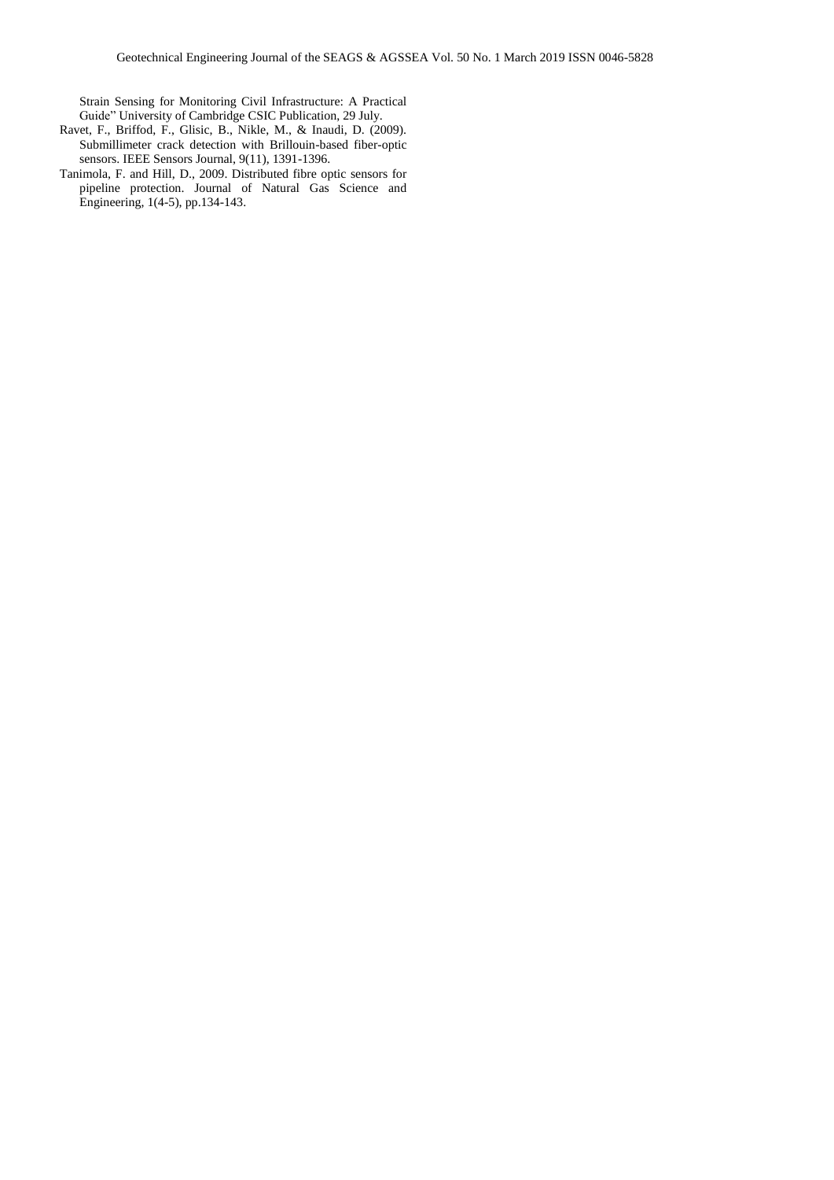Strain Sensing for Monitoring Civil Infrastructure: A Practical Guide" University of Cambridge CSIC Publication, 29 July.

Ravet, F., Briffod, F., Glisic, B., Nikle, M., & Inaudi, D. (2009). Submillimeter crack detection with Brillouin-based fiber-optic sensors. IEEE Sensors Journal, 9(11), 1391-1396.

Tanimola, F. and Hill, D., 2009. Distributed fibre optic sensors for pipeline protection. Journal of Natural Gas Science and Engineering, 1(4-5), pp.134-143.